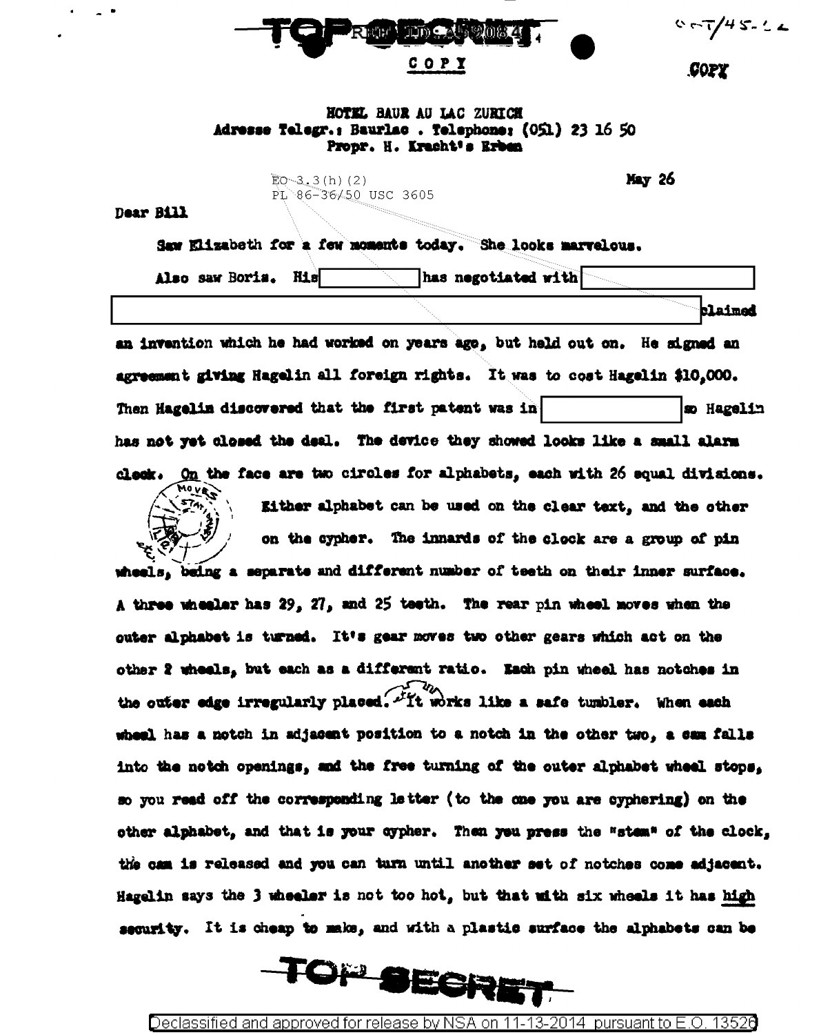TOP SECRET REF ID: A59084

COPY

COPY

HOTEL BAUR AU LAC ZURICH
Adresse Telegr.: Baurlac . Telephone: (051) 23 16 50
Propr. H. Kracht's Erben

EO 3.3(h)(2)
PL 86-36/50 USC 3605

May 26

Dear Bill

Saw Elizabeth for a few moments today. She looks marvelous.

Also saw Boris. His [redacted] has negotiated with [redacted] [redacted] claimed an invention which he had worked on years ago, but held out on. He signed an agreement giving Hagelin all foreign rights. It was to cost Hagelin $10,000. Then Hagelin discovered that the first patent was in [redacted] so Hagelin has not yet closed the deal. The device they showed looks like a small alarm clock. On the face are two circles for alphabets, each with 26 equal divisions. Either alphabet can be used on the clear text, and the other on the cypher. The innards of the clock are a group of pin wheels, being a separate and different number of teeth on their inner surface. A three wheeler has 29, 27, and 25 teeth. The rear pin wheel moves when the outer alphabet is turned. It's gear moves two other gears which act on the other 2 wheels, but each as a different ratio. Each pin wheel has notches in the outer edge irregularly placed. It works like a safe tumbler. When each wheel has a notch in adjacent position to a notch in the other two, a cam falls into the notch openings, and the free turning of the outer alphabet wheel stops, so you read off the corresponding letter (to the one you are cyphering) on the other alphabet, and that is your cypher. Then you press the "stem" of the clock, the cam is released and you can turn until another set of notches come adjacent. Hagelin says the 3 wheeler is not too hot, but that with six wheels it has high security. It is cheap to make, and with a plastic surface the alphabets can be

TOP SECRET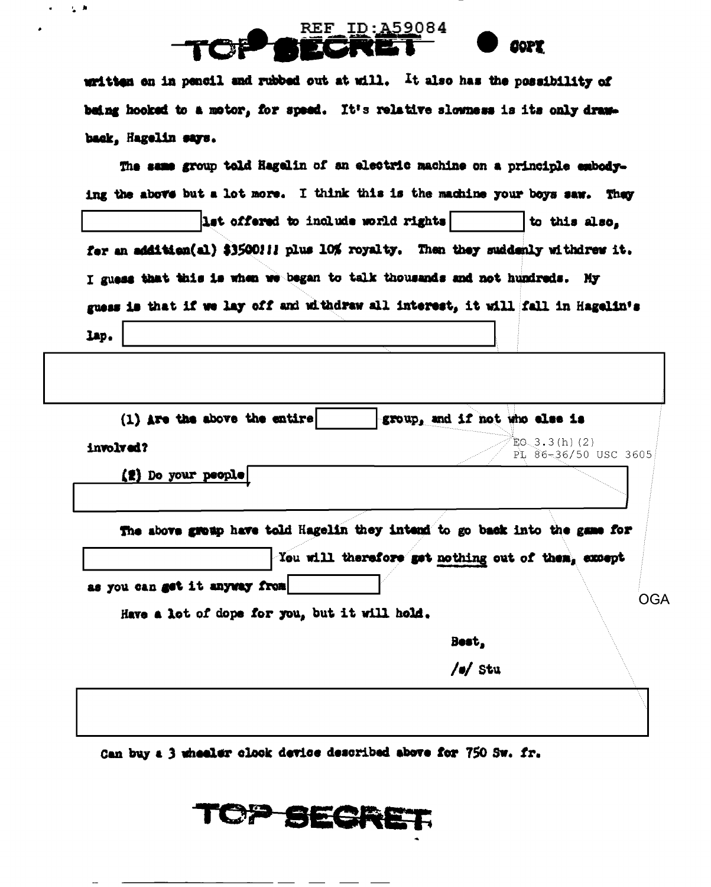written on in pencil and rubbed out at will. It also has the possibility of being hooked to a motor, for speed. It's relative slowness is its only drawback, Hagelin says.

The same group told Hagelin of an electric machine on a principle embodying the above but a lot more. I think this is the machine your boys saw. They [REDACTED] 1st offered to include world rights [REDACTED] to this also, for an addition(al) $3500!!! plus 10% royalty. Then they suddenly withdrew it. I guess that this is when we began to talk thousands and not hundreds. My guess is that if we lay off and withdraw all interest, it will fall in Hagelin's lap. [REDACTED]

[REDACTED]

(1) Are the above the entire [REDACTED] group, and if not who else is involved?

EO 3.3(h)(2)
PL 86-36/50 USC 3605

(2) Do your people [REDACTED]

The above group have told Hagelin they intend to go back into the game for [REDACTED] You will therefore get nothing out of them, except as you can get it anyway from [REDACTED]

OGA

Have a lot of dope for you, but it will hold.

Best,

/s/ Stu

[REDACTED]

Can buy a 3 wheeler clock device described above for 750 Sw. fr.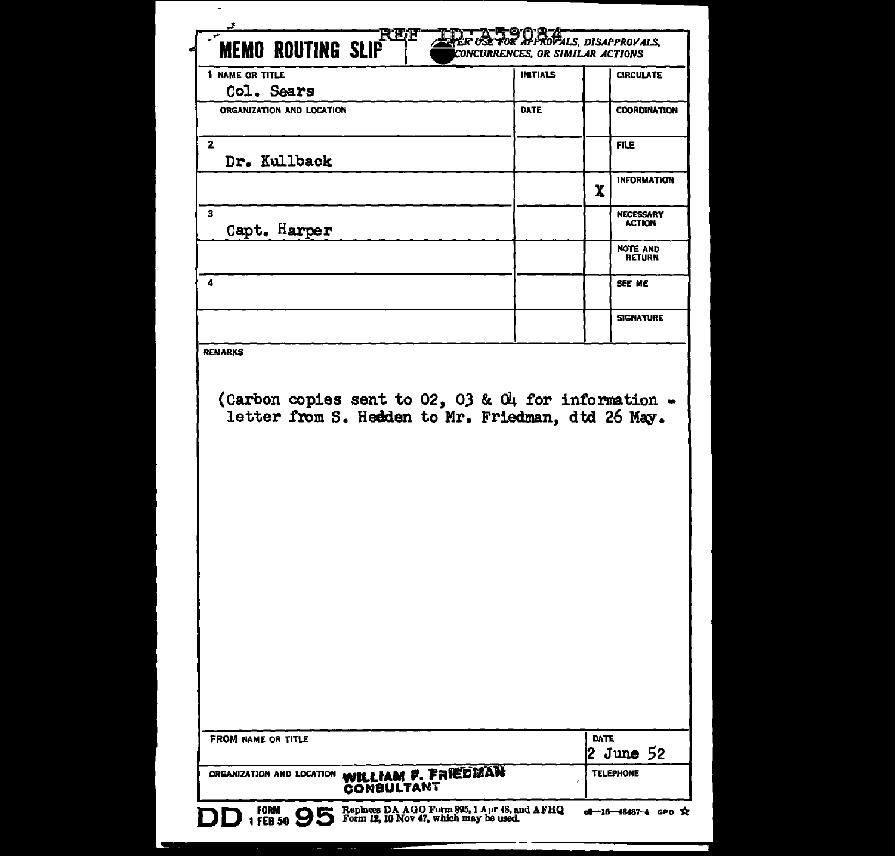REF ID:A59084

# MEMO ROUTING SLIP

NEVER USE FOR APPROVALS, DISAPPROVALS, CONCURRENCES, OR SIMILAR ACTIONS

| NAME OR TITLE | INITIALS | | |
|---|---|---|---|
| 1 Col. Sears | | | CIRCULATE |
| ORGANIZATION AND LOCATION | DATE | | COORDINATION |
| 2 Dr. Kullback | | | FILE |
| | | X | INFORMATION |
| 3 Capt. Harper | | | NECESSARY ACTION |
| | | | NOTE AND RETURN |
| 4 | | | SEE ME |
| | | | SIGNATURE |

REMARKS

(Carbon copies sent to 02, 03 & 04 for information - letter from S. Hedden to Mr. Friedman, dtd 26 May.

| FROM NAME OR TITLE | DATE |
|---|---|
| | 2 June 52 |
| ORGANIZATION AND LOCATION WILLIAM F. FRIEDMAN CONSULTANT | TELEPHONE |

DD FORM 1 FEB 50 95 Replaces DA AGO Form 895, 1 Apr 48, and AFHQ Form 12, 10 Nov 47, which may be used. 16—48487-4 GPO